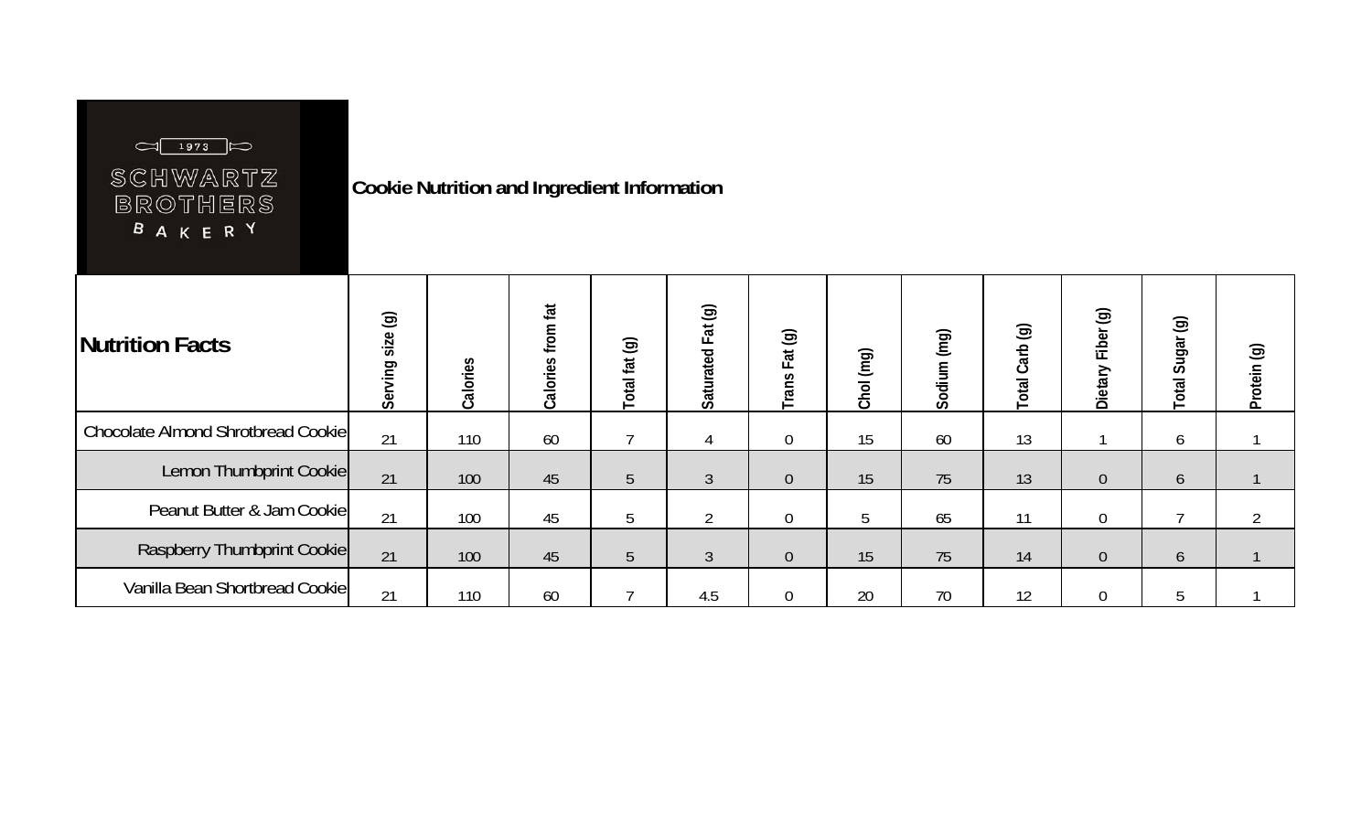SCHWARTZ BROTHERS BAKERY 1973

# Cookie Nutrition and Ingredient Information

| Nutrition Facts | Serving size (g) | Calories | Calories from fat | Total fat (g) | Saturated Fat (g) | Trans Fat (g) | Chol (mg) | Sodium (mg) | Total Carb (g) | Dietary Fiber (g) | Total Sugar (g) | Protein (g) |
|---|---|---|---|---|---|---|---|---|---|---|---|---|
| Chocolate Almond Shrotbread Cookie | 21 | 110 | 60 | 7 | 4 | 0 | 15 | 60 | 13 | 1 | 6 | 1 |
| Lemon Thumbprint Cookie | 21 | 100 | 45 | 5 | 3 | 0 | 15 | 75 | 13 | 0 | 6 | 1 |
| Peanut Butter & Jam Cookie | 21 | 100 | 45 | 5 | 2 | 0 | 5 | 65 | 11 | 0 | 7 | 2 |
| Raspberry Thumbprint Cookie | 21 | 100 | 45 | 5 | 3 | 0 | 15 | 75 | 14 | 0 | 6 | 1 |
| Vanilla Bean Shortbread Cookie | 21 | 110 | 60 | 7 | 4.5 | 0 | 20 | 70 | 12 | 0 | 5 | 1 |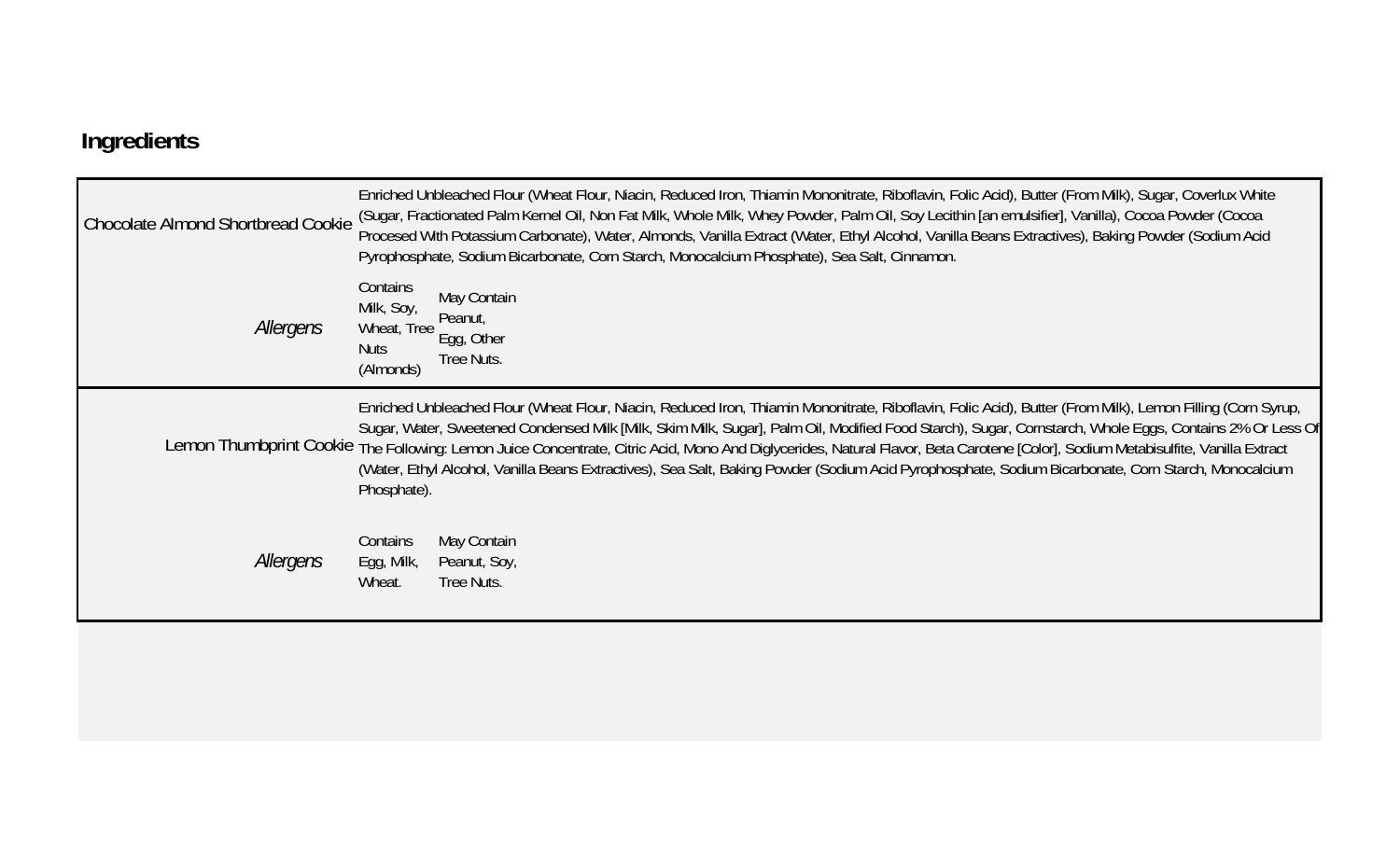## Ingredients

| | | |
|---|---|---|
| Chocolate Almond Shortbread Cookie | Enriched Unbleached Flour (Wheat Flour, Niacin, Reduced Iron, Thiamin Mononitrate, Riboflavin, Folic Acid), Butter (From Milk), Sugar, Coverlux White (Sugar, Fractionated Palm Kernel Oil, Non Fat Milk, Whole Milk, Whey Powder, Palm Oil, Soy Lecithin [an emulsifier], Vanilla), Cocoa Powder (Cocoa Procesed With Potassium Carbonate), Water, Almonds, Vanilla Extract (Water, Ethyl Alcohol, Vanilla Beans Extractives), Baking Powder (Sodium Acid Pyrophosphate, Sodium Bicarbonate, Corn Starch, Monocalcium Phosphate), Sea Salt, Cinnamon. | |
| *Allergens* | Contains Milk, Soy, Wheat, Tree Nuts (Almonds) | May Contain Peanut, Egg, Other Tree Nuts. |
| Lemon Thumbprint Cookie | Enriched Unbleached Flour (Wheat Flour, Niacin, Reduced Iron, Thiamin Mononitrate, Riboflavin, Folic Acid), Butter (From Milk), Lemon Filling (Corn Syrup, Sugar, Water, Sweetened Condensed Milk [Milk, Skim Milk, Sugar], Palm Oil, Modified Food Starch), Sugar, Cornstarch, Whole Eggs, Contains 2% Or Less Of The Following: Lemon Juice Concentrate, Citric Acid, Mono And Diglycerides, Natural Flavor, Beta Carotene [Color], Sodium Metabisulfite, Vanilla Extract (Water, Ethyl Alcohol, Vanilla Beans Extractives), Sea Salt, Baking Powder (Sodium Acid Pyrophosphate, Sodium Bicarbonate, Corn Starch, Monocalcium Phosphate). | |
| *Allergens* | Contains Egg, Milk, Wheat. | May Contain Peanut, Soy, Tree Nuts. |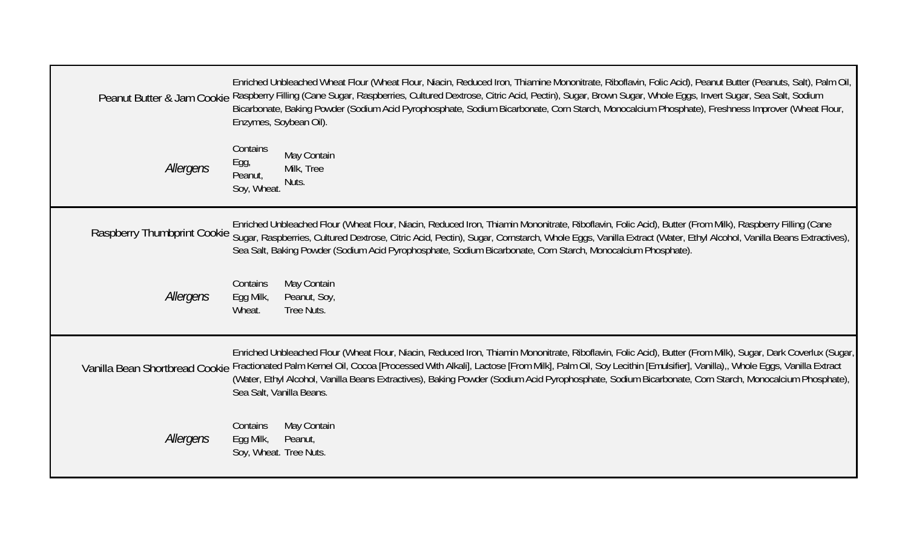| | | |
|---|---|---|
| Peanut Butter & Jam Cookie | Enriched Unbleached Wheat Flour (Wheat Flour, Niacin, Reduced Iron, Thiamine Mononitrate, Riboflavin, Folic Acid), Peanut Butter (Peanuts, Salt), Palm Oil, Raspberry Filling (Cane Sugar, Raspberries, Cultured Dextrose, Citric Acid, Pectin), Sugar, Brown Sugar, Whole Eggs, Invert Sugar, Sea Salt, Sodium Bicarbonate, Baking Powder (Sodium Acid Pyrophosphate, Sodium Bicarbonate, Corn Starch, Monocalcium Phosphate), Freshness Improver (Wheat Flour, Enzymes, Soybean Oil). | |
| *Allergens* | Contains Egg, Peanut, Soy, Wheat. | May Contain Milk, Tree Nuts. |
| Raspberry Thumbprint Cookie | Enriched Unbleached Flour (Wheat Flour, Niacin, Reduced Iron, Thiamin Mononitrate, Riboflavin, Folic Acid), Butter (From Milk), Raspberry Filling (Cane Sugar, Raspberries, Cultured Dextrose, Citric Acid, Pectin), Sugar, Cornstarch, Whole Eggs, Vanilla Extract (Water, Ethyl Alcohol, Vanilla Beans Extractives), Sea Salt, Baking Powder (Sodium Acid Pyrophosphate, Sodium Bicarbonate, Corn Starch, Monocalcium Phosphate). | |
| *Allergens* | Contains Egg Milk, Wheat. | May Contain Peanut, Soy, Tree Nuts. |
| Vanilla Bean Shortbread Cookie | Enriched Unbleached Flour (Wheat Flour, Niacin, Reduced Iron, Thiamin Mononitrate, Riboflavin, Folic Acid), Butter (From Milk), Sugar, Dark Coverlux (Sugar, Fractionated Palm Kernel Oil, Cocoa [Processed With Alkali], Lactose [From Milk], Palm Oil, Soy Lecithin [Emulsifier], Vanilla),, Whole Eggs, Vanilla Extract (Water, Ethyl Alcohol, Vanilla Beans Extractives), Baking Powder (Sodium Acid Pyrophosphate, Sodium Bicarbonate, Corn Starch, Monocalcium Phosphate), Sea Salt, Vanilla Beans. | |
| *Allergens* | Contains Egg Milk, Soy, Wheat. | May Contain Peanut, Tree Nuts. |